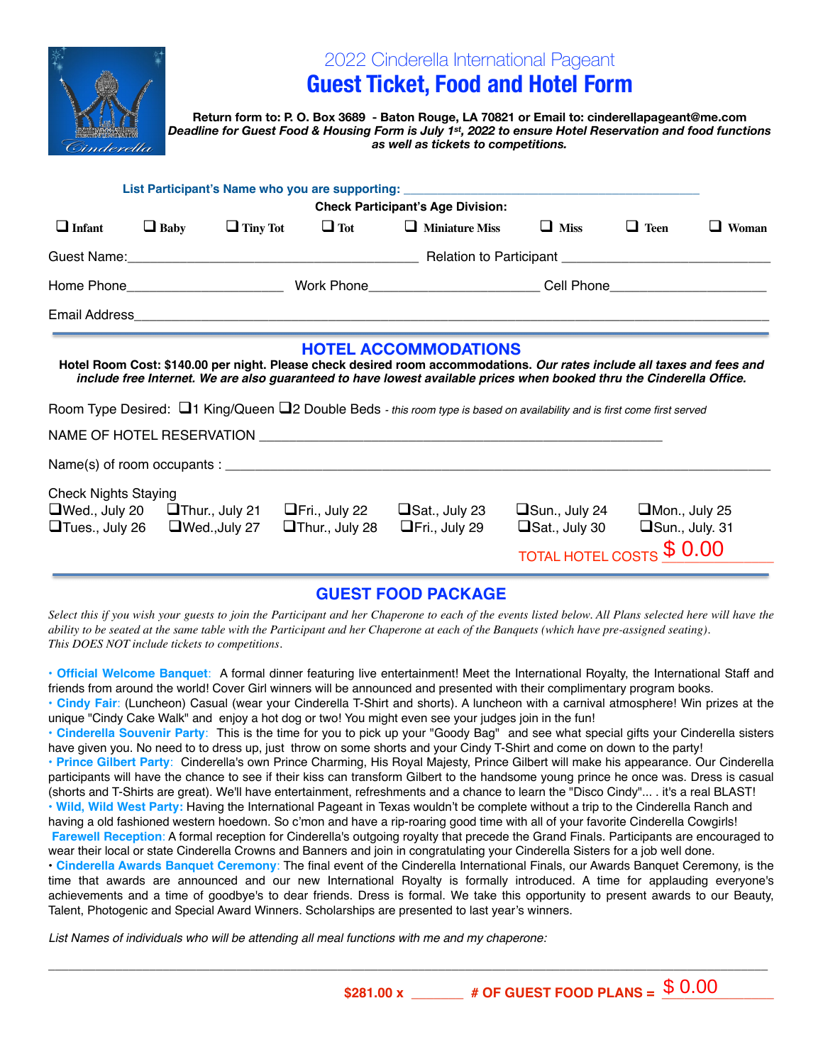# 2022 Cinderella International Pageant

## Guest Ticket, Food and Hotel Form

**Return form to: P. O. Box 3689 - Baton Rouge, LA 70821 or Email to: cinderellapageant@me.com**
***Deadline for Guest Food & Housing Form is July 1st, 2022 to ensure Hotel Reservation and food functions as well as tickets to competitions.***

**List Participant's Name who you are supporting:** ____________________________________________

**Check Participant's Age Division:**

❑ **Infant** ❑ **Baby** ❑ **Tiny Tot** ❑ **Tot** ❑ **Miniature Miss** ❑ **Miss** ❑ **Teen** ❑ **Woman**

Guest Name:________________________________________ Relation to Participant ____________________________

Home Phone_____________________ Work Phone______________________ Cell Phone_____________________

Email Address____________________________________________________________________________________

## HOTEL ACCOMMODATIONS

**Hotel Room Cost: $140.00 per night. Please check desired room accommodations.** ***Our rates include all taxes and fees and include free Internet. We are also guaranteed to have lowest available prices when booked thru the Cinderella Office.***

Room Type Desired: ❑1 King/Queen ❑2 Double Beds *- this room type is based on availability and is first come first served*

NAME OF HOTEL RESERVATION _______________________________________________________

Name(s) of room occupants : ________________________________________________________________

Check Nights Staying

❑Wed., July 20 ❑Thur., July 21 ❑Fri., July 22 ❑Sat., July 23 ❑Sun., July 24 ❑Mon., July 25
❑Tues., July 26 ❑Wed.,July 27 ❑Thur., July 28 ❑Fri., July 29 ❑Sat., July 30 ❑Sun., July. 31

TOTAL HOTEL COSTS $ 0.00

## GUEST FOOD PACKAGE

*Select this if you wish your guests to join the Participant and her Chaperone to each of the events listed below. All Plans selected here will have the ability to be seated at the same table with the Participant and her Chaperone at each of the Banquets (which have pre-assigned seating). This DOES NOT include tickets to competitions.*

- **Official Welcome Banquet**: A formal dinner featuring live entertainment! Meet the International Royalty, the International Staff and friends from around the world! Cover Girl winners will be announced and presented with their complimentary program books.
- **Cindy Fair**: (Luncheon) Casual (wear your Cinderella T-Shirt and shorts). A luncheon with a carnival atmosphere! Win prizes at the unique "Cindy Cake Walk" and enjoy a hot dog or two! You might even see your judges join in the fun!
- **Cinderella Souvenir Party**: This is the time for you to pick up your "Goody Bag" and see what special gifts your Cinderella sisters have given you. No need to to dress up, just throw on some shorts and your Cindy T-Shirt and come on down to the party!
- **Prince Gilbert Party**: Cinderella's own Prince Charming, His Royal Majesty, Prince Gilbert will make his appearance. Our Cinderella participants will have the chance to see if their kiss can transform Gilbert to the handsome young prince he once was. Dress is casual (shorts and T-Shirts are great). We'll have entertainment, refreshments and a chance to learn the "Disco Cindy"... . it's a real BLAST!
- **Wild, Wild West Party:** Having the International Pageant in Texas wouldn't be complete without a trip to the Cinderella Ranch and having a old fashioned western hoedown. So c'mon and have a rip-roaring good time with all of your favorite Cinderella Cowgirls!
- **Farewell Reception**: A formal reception for Cinderella's outgoing royalty that precede the Grand Finals. Participants are encouraged to wear their local or state Cinderella Crowns and Banners and join in congratulating your Cinderella Sisters for a job well done.
- **Cinderella Awards Banquet Ceremony**: The final event of the Cinderella International Finals, our Awards Banquet Ceremony, is the time that awards are announced and our new International Royalty is formally introduced. A time for applauding everyone's achievements and a time of goodbye's to dear friends. Dress is formal. We take this opportunity to present awards to our Beauty, Talent, Photogenic and Special Award Winners. Scholarships are presented to last year's winners.

*List Names of individuals who will be attending all meal functions with me and my chaperone:*

____________________________________________________________________________________________

**$281.00 x** _______ **# OF GUEST FOOD PLANS =** $ 0.00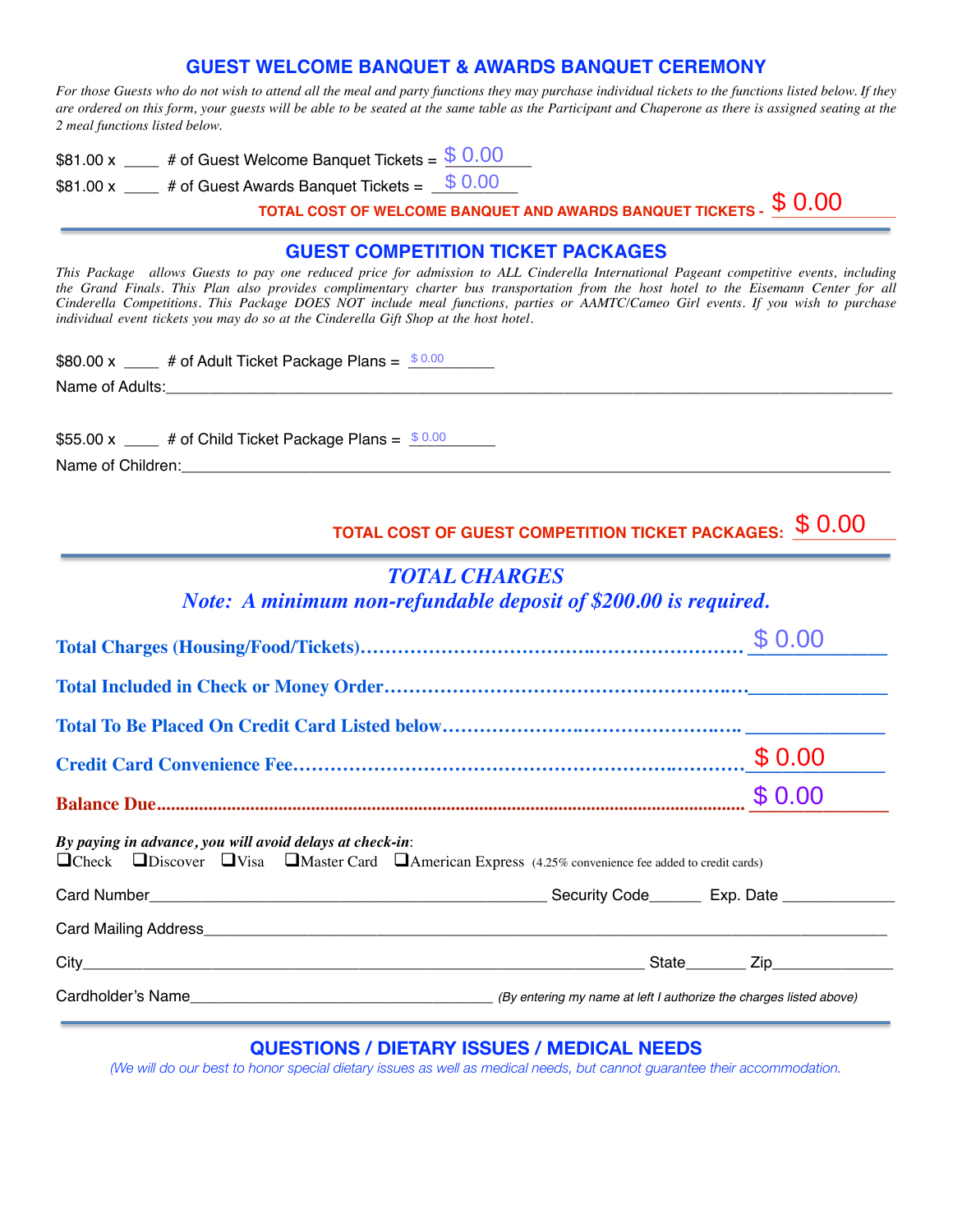## GUEST WELCOME BANQUET & AWARDS BANQUET CEREMONY

*For those Guests who do not wish to attend all the meal and party functions they may purchase individual tickets to the functions listed below. If they are ordered on this form, your guests will be able to be seated at the same table as the Participant and Chaperone as there is assigned seating at the 2 meal functions listed below.*

$81.00 x ____ # of Guest Welcome Banquet Tickets = $ 0.00

$81.00 x ____ # of Guest Awards Banquet Tickets = $ 0.00

**TOTAL COST OF WELCOME BANQUET AND AWARDS BANQUET TICKETS -** $ 0.00

## GUEST COMPETITION TICKET PACKAGES

*This Package allows Guests to pay one reduced price for admission to ALL Cinderella International Pageant competitive events, including the Grand Finals. This Plan also provides complimentary charter bus transportation from the host hotel to the Eisemann Center for all Cinderella Competitions. This Package DOES NOT include meal functions, parties or AAMTC/Cameo Girl events. If you wish to purchase individual event tickets you may do so at the Cinderella Gift Shop at the host hotel.*

$80.00 x ____ # of Adult Ticket Package Plans = $ 0.00

Name of Adults:______________________________________________________________

$55.00 x ____ # of Child Ticket Package Plans = $ 0.00

Name of Children:____________________________________________________________

**TOTAL COST OF GUEST COMPETITION TICKET PACKAGES:** $ 0.00

## *TOTAL CHARGES*

### *Note: A minimum non-refundable deposit of $200.00 is required.*

**Total Charges (Housing/Food/Tickets)**............................................ $ 0.00

**Total Included in Check or Money Order**............................................ ______________

**Total To Be Placed On Credit Card Listed below**............................................ ______________

**Credit Card Convenience Fee**............................................ $ 0.00

**Balance Due**............................................ $ 0.00

***By paying in advance, you will avoid delays at check-in***:

❑Check ❑Discover ❑Visa ❑Master Card ❑American Express (4.25% convenience fee added to credit cards)

Card Number_____________________________________________ Security Code______ Exp. Date _____________

Card Mailing Address_________________________________________________________________________

City_________________________________________________________ State_______ Zip______________

Cardholder's Name___________________________________ *(By entering my name at left I authorize the charges listed above)*

## QUESTIONS / DIETARY ISSUES / MEDICAL NEEDS

*(We will do our best to honor special dietary issues as well as medical needs, but cannot guarantee their accommodation.*